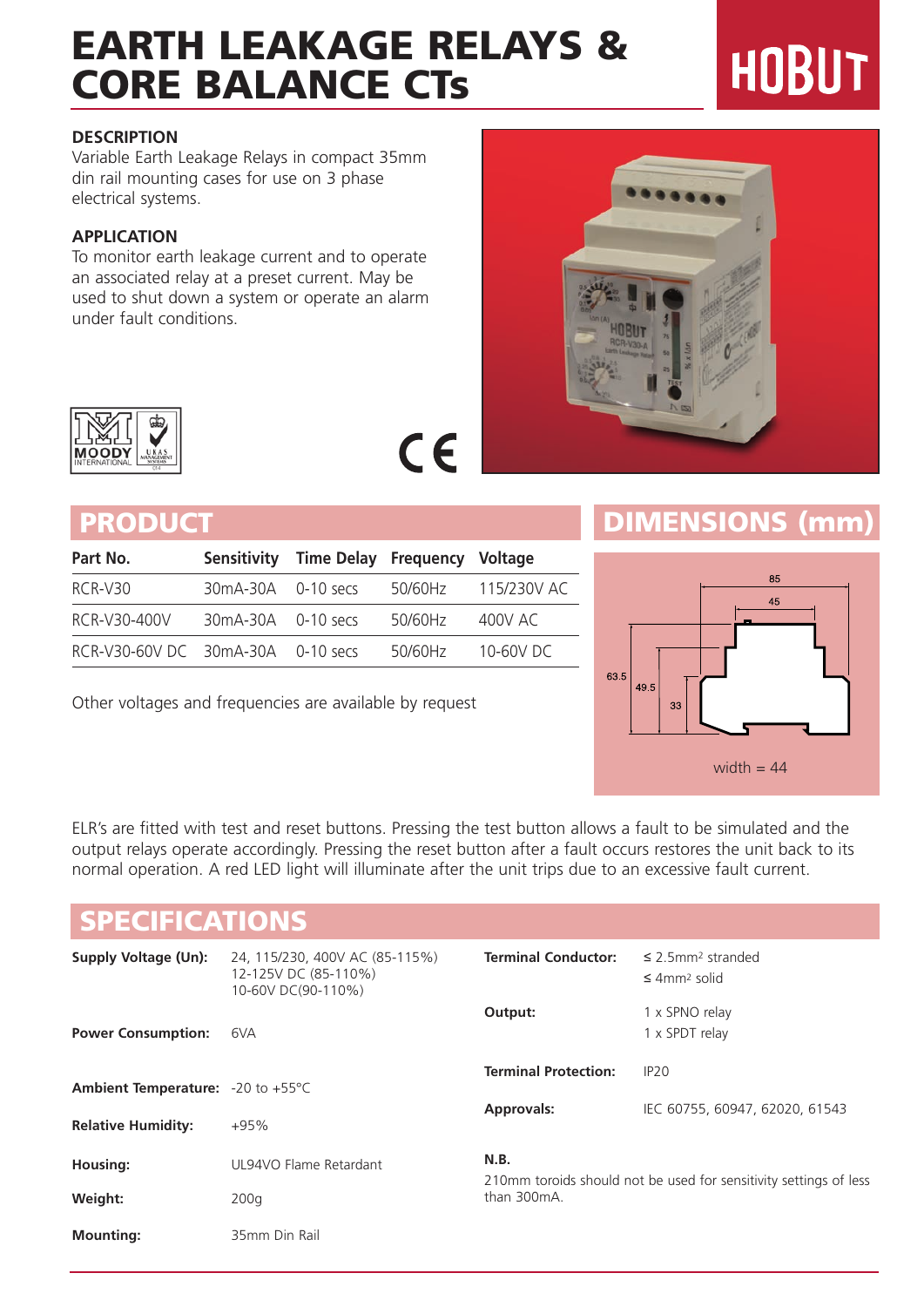# EARTH LEAKAGE RELAYS & CORE BALANCE CTs

HOBUT

### DESCRIPTION

Variable Earth Leakage Relays in compact 35mm din rail mounting cases for use on 3 phase electrical systems.

### APPLICATION

To monitor earth leakage current and to operate an associated relay at a preset current. May be used to shut down a system or operate an alarm under fault conditions.

## PRODUCT

| Part No. | Sensitivity | Time Delay | Frequency | Voltage |
|---|---|---|---|---|
| RCR-V30 | 30mA-30A | 0-10 secs | 50/60Hz | 115/230V AC |
| RCR-V30-400V | 30mA-30A | 0-10 secs | 50/60Hz | 400V AC |
| RCR-V30-60V DC | 30mA-30A | 0-10 secs | 50/60Hz | 10-60V DC |

Other voltages and frequencies are available by request

## DIMENSIONS (mm)

85, 45, 63.5, 49.5, 33

width = 44

ELR's are fitted with test and reset buttons. Pressing the test button allows a fault to be simulated and the output relays operate accordingly. Pressing the reset button after a fault occurs restores the unit back to its normal operation. A red LED light will illuminate after the unit trips due to an excessive fault current.

## SPECIFICATIONS

**Supply Voltage (Un):** 24, 115/230, 400V AC (85-115%)
12-125V DC (85-110%)
10-60V DC(90-110%)

**Power Consumption:** 6VA

**Ambient Temperature:** -20 to +55°C

**Relative Humidity:** +95%

**Housing:** UL94VO Flame Retardant

**Weight:** 200g

**Mounting:** 35mm Din Rail

**Terminal Conductor:** ≤ 2.5mm² stranded
≤ 4mm² solid

**Output:** 1 x SPNO relay
1 x SPDT relay

**Terminal Protection:** IP20

**Approvals:** IEC 60755, 60947, 62020, 61543

**N.B.**

210mm toroids should not be used for sensitivity settings of less than 300mA.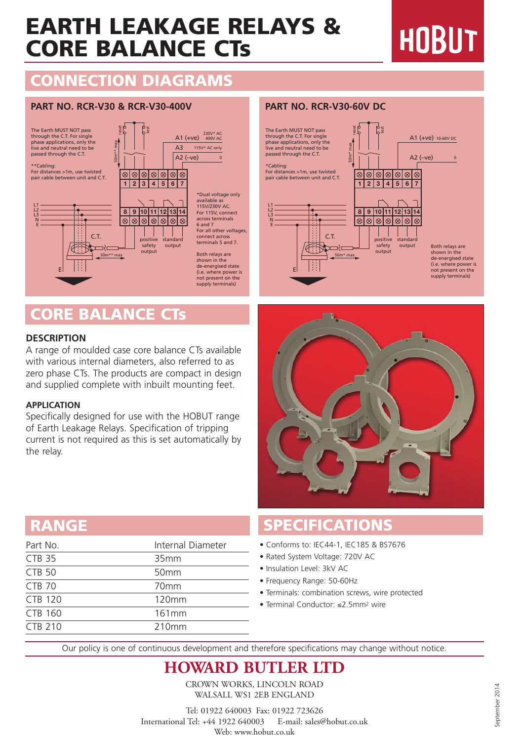# EARTH LEAKAGE RELAYS & CORE BALANCE CTs

## CONNECTION DIAGRAMS

### PART NO. RCR-V30 & RCR-V30-400V

The Earth MUST NOT pass through the C.T. For single phase applications, only the live and neutral need to be passed through the C.T.

**Cabling:
For distances >1m, use twisted pair cable between unit and C.T.

reset
test
50m** max
A1 (+ve) 230V* AC 400V AC
A3 115V* AC only
A2 (–ve) 0

1 2 3 4 5 6 7
8 9 10 11 12 13 14

L1
L2
L3
N
E

C.T.
50m** max
E
positive safety output
standard output

*Dual voltage only available as 115V/230V AC. For 115V, connect across terminals 6 and 7. For all other voltages, connect across terminals 5 and 7.

Both relays are shown in the de-energised state (i.e. where power is not present on the supply terminals)

### PART NO. RCR-V30-60V DC

The Earth MUST NOT pass through the C.T. For single phase applications, only the live and neutral need to be passed through the C.T.

*Cabling:
For distances >1m, use twisted pair cable between unit and C.T.

reset
test
50m* max
A1 (+ve) 10-60V DC
A2 (–ve) 0

1 2 3 4 5 6 7
8 9 10 11 12 13 14

L1
L2
L3
N
E

C.T.
50m* max
E
positive safety output
standard output

Both relays are shown in the de-energised state (i.e. where power is not present on the supply terminals)

## CORE BALANCE CTs

### DESCRIPTION

A range of moulded case core balance CTs available with various internal diameters, also referred to as zero phase CTs. The products are compact in design and supplied complete with inbuilt mounting feet.

### APPLICATION

Specifically designed for use with the HOBUT range of Earth Leakage Relays. Specification of tripping current is not required as this is set automatically by the relay.

## RANGE

| Part No. | Internal Diameter |
|---|---|
| CTB 35 | 35mm |
| CTB 50 | 50mm |
| CTB 70 | 70mm |
| CTB 120 | 120mm |
| CTB 160 | 161mm |
| CTB 210 | 210mm |

## SPECIFICATIONS

- Conforms to: IEC44-1, IEC185 & BS7676
- Rated System Voltage: 720V AC
- Insulation Level: 3kV AC
- Frequency Range: 50-60Hz
- Terminals: combination screws, wire protected
- Terminal Conductor: ≤2.5mm² wire

Our policy is one of continuous development and therefore specifications may change without notice.

**HOWARD BUTLER LTD**

CROWN WORKS, LINCOLN ROAD
WALSALL WS1 2EB ENGLAND

Tel: 01922 640003 Fax: 01922 723626
International Tel: +44 1922 640003 E-mail: sales@hobut.co.uk
Web: www.hobut.co.uk

September 2014